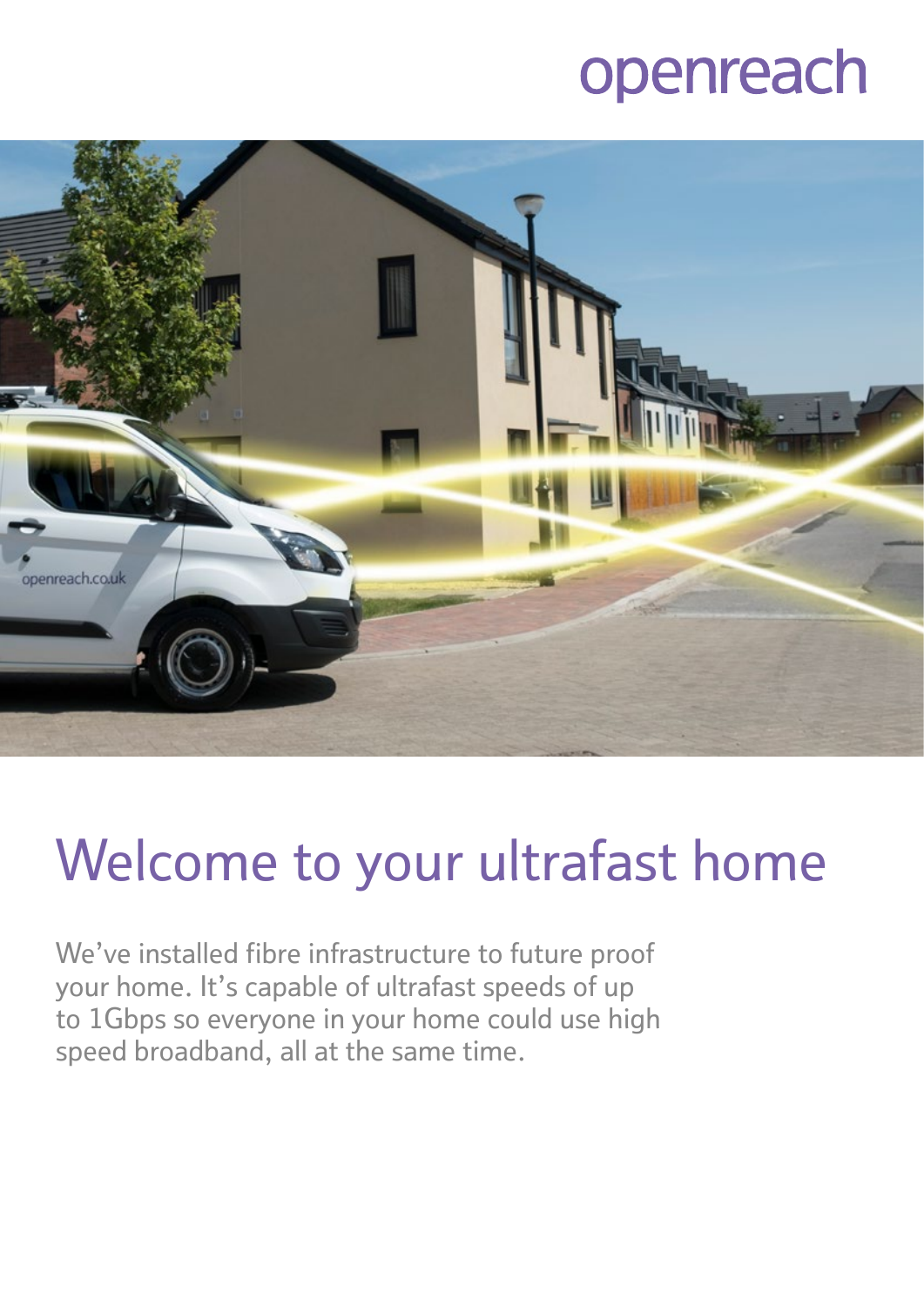openreach

# Welcome to your ultrafast home

We've installed fibre infrastructure to future proof your home. It's capable of ultrafast speeds of up to 1Gbps so everyone in your home could use high speed broadband, all at the same time.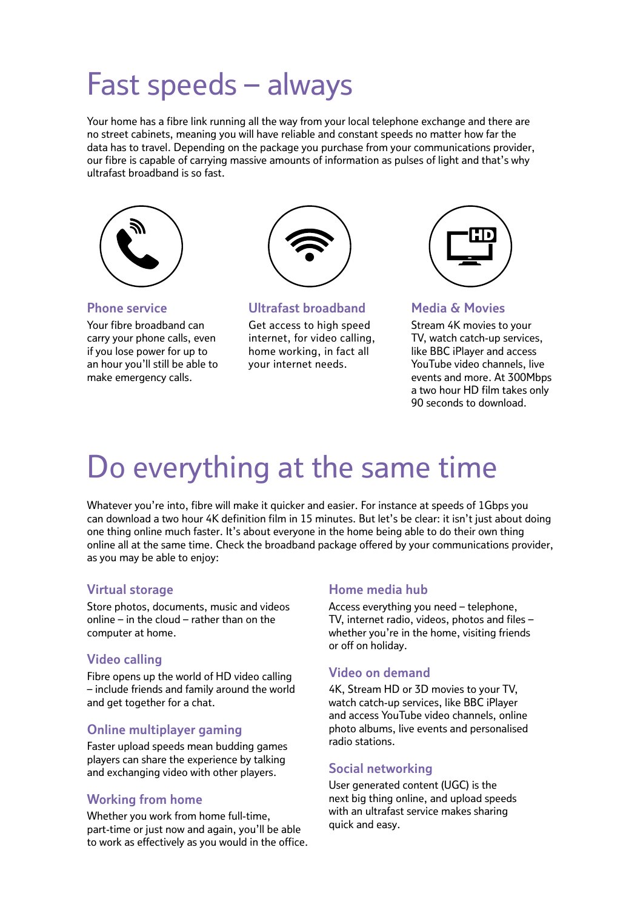# Fast speeds – always

Your home has a fibre link running all the way from your local telephone exchange and there are no street cabinets, meaning you will have reliable and constant speeds no matter how far the data has to travel. Depending on the package you purchase from your communications provider, our fibre is capable of carrying massive amounts of information as pulses of light and that's why ultrafast broadband is so fast.

### Phone service

Your fibre broadband can carry your phone calls, even if you lose power for up to an hour you'll still be able to make emergency calls.

### Ultrafast broadband

Get access to high speed internet, for video calling, home working, in fact all your internet needs.

### Media & Movies

Stream 4K movies to your TV, watch catch-up services, like BBC iPlayer and access YouTube video channels, live events and more. At 300Mbps a two hour HD film takes only 90 seconds to download.

# Do everything at the same time

Whatever you're into, fibre will make it quicker and easier. For instance at speeds of 1Gbps you can download a two hour 4K definition film in 15 minutes. But let's be clear: it isn't just about doing one thing online much faster. It's about everyone in the home being able to do their own thing online all at the same time. Check the broadband package offered by your communications provider, as you may be able to enjoy:

### Virtual storage

Store photos, documents, music and videos online – in the cloud – rather than on the computer at home.

### Video calling

Fibre opens up the world of HD video calling – include friends and family around the world and get together for a chat.

### Online multiplayer gaming

Faster upload speeds mean budding games players can share the experience by talking and exchanging video with other players.

### Working from home

Whether you work from home full-time, part-time or just now and again, you'll be able to work as effectively as you would in the office.

### Home media hub

Access everything you need – telephone, TV, internet radio, videos, photos and files – whether you're in the home, visiting friends or off on holiday.

### Video on demand

4K, Stream HD or 3D movies to your TV, watch catch-up services, like BBC iPlayer and access YouTube video channels, online photo albums, live events and personalised radio stations.

### Social networking

User generated content (UGC) is the next big thing online, and upload speeds with an ultrafast service makes sharing quick and easy.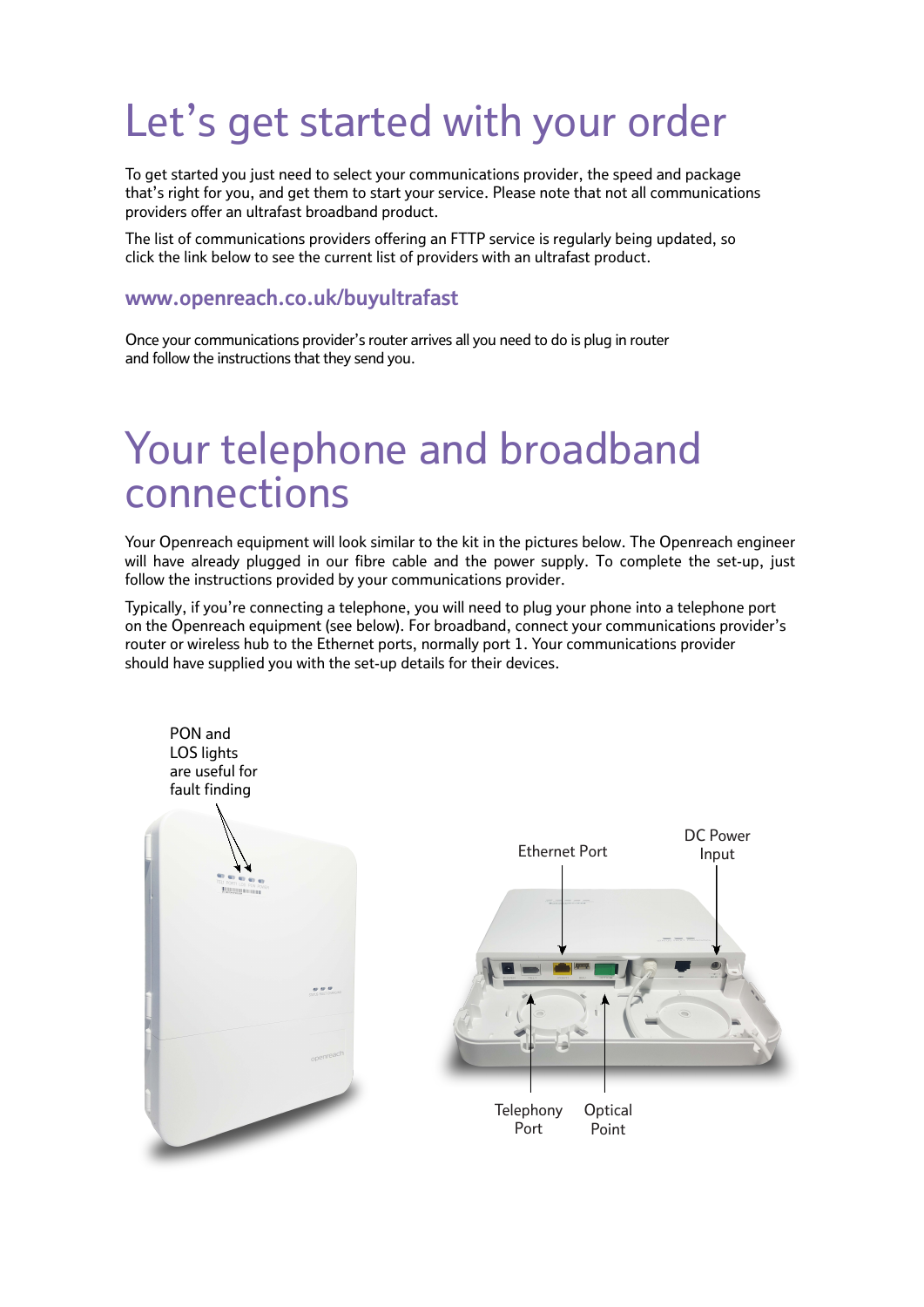# Let's get started with your order

To get started you just need to select your communications provider, the speed and package that's right for you, and get them to start your service. Please note that not all communications providers offer an ultrafast broadband product.

The list of communications providers offering an FTTP service is regularly being updated, so click the link below to see the current list of providers with an ultrafast product.

**www.openreach.co.uk/buyultrafast**

Once your communications provider's router arrives all you need to do is plug in router and follow the instructions that they send you.

# Your telephone and broadband connections

Your Openreach equipment will look similar to the kit in the pictures below. The Openreach engineer will have already plugged in our fibre cable and the power supply. To complete the set-up, just follow the instructions provided by your communications provider.

Typically, if you're connecting a telephone, you will need to plug your phone into a telephone port on the Openreach equipment (see below). For broadband, connect your communications provider's router or wireless hub to the Ethernet ports, normally port 1. Your communications provider should have supplied you with the set-up details for their devices.

PON and LOS lights are useful for fault finding

Ethernet Port

DC Power Input

Telephony Port

Optical Point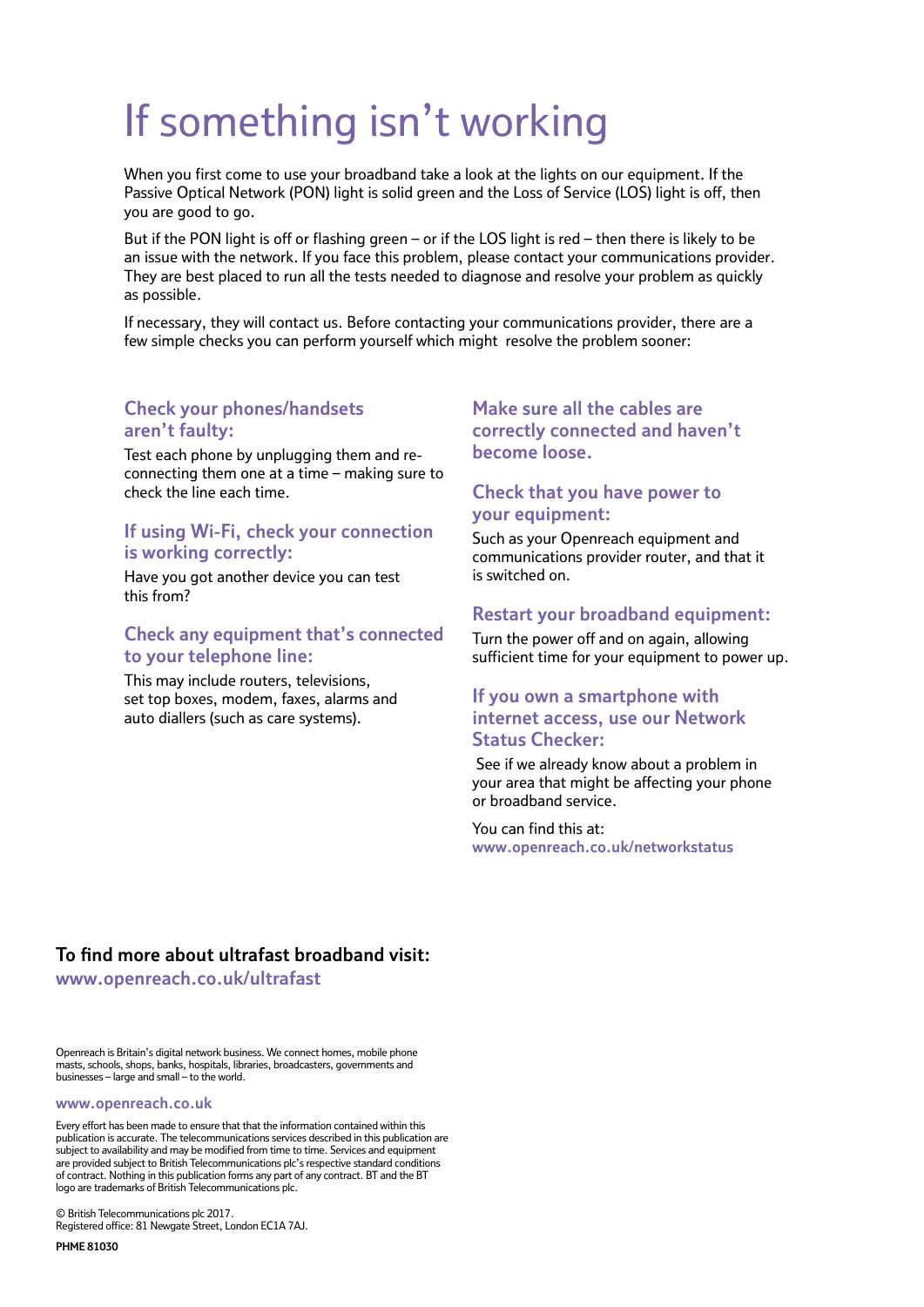# If something isn't working

When you first come to use your broadband take a look at the lights on our equipment. If the Passive Optical Network (PON) light is solid green and the Loss of Service (LOS) light is off, then you are good to go.

But if the PON light is off or flashing green – or if the LOS light is red – then there is likely to be an issue with the network. If you face this problem, please contact your communications provider. They are best placed to run all the tests needed to diagnose and resolve your problem as quickly as possible.

If necessary, they will contact us. Before contacting your communications provider, there are a few simple checks you can perform yourself which might resolve the problem sooner:

### Check your phones/handsets aren't faulty:

Test each phone by unplugging them and re-connecting them one at a time – making sure to check the line each time.

### If using Wi-Fi, check your connection is working correctly:

Have you got another device you can test this from?

### Check any equipment that's connected to your telephone line:

This may include routers, televisions, set top boxes, modem, faxes, alarms and auto diallers (such as care systems).

### Make sure all the cables are correctly connected and haven't become loose.

### Check that you have power to your equipment:

Such as your Openreach equipment and communications provider router, and that it is switched on.

### Restart your broadband equipment:

Turn the power off and on again, allowing sufficient time for your equipment to power up.

### If you own a smartphone with internet access, use our Network Status Checker:

See if we already know about a problem in your area that might be affecting your phone or broadband service.

You can find this at:
www.openreach.co.uk/networkstatus

**To find more about ultrafast broadband visit:**
www.openreach.co.uk/ultrafast

Openreach is Britain's digital network business. We connect homes, mobile phone masts, schools, shops, banks, hospitals, libraries, broadcasters, governments and businesses – large and small – to the world.

www.openreach.co.uk

Every effort has been made to ensure that that the information contained within this publication is accurate. The telecommunications services described in this publication are subject to availability and may be modified from time to time. Services and equipment are provided subject to British Telecommunications plc's respective standard conditions of contract. Nothing in this publication forms any part of any contract. BT and the BT logo are trademarks of British Telecommunications plc.

© British Telecommunications plc 2017.
Registered office: 81 Newgate Street, London EC1A 7AJ.

**PHME 81030**